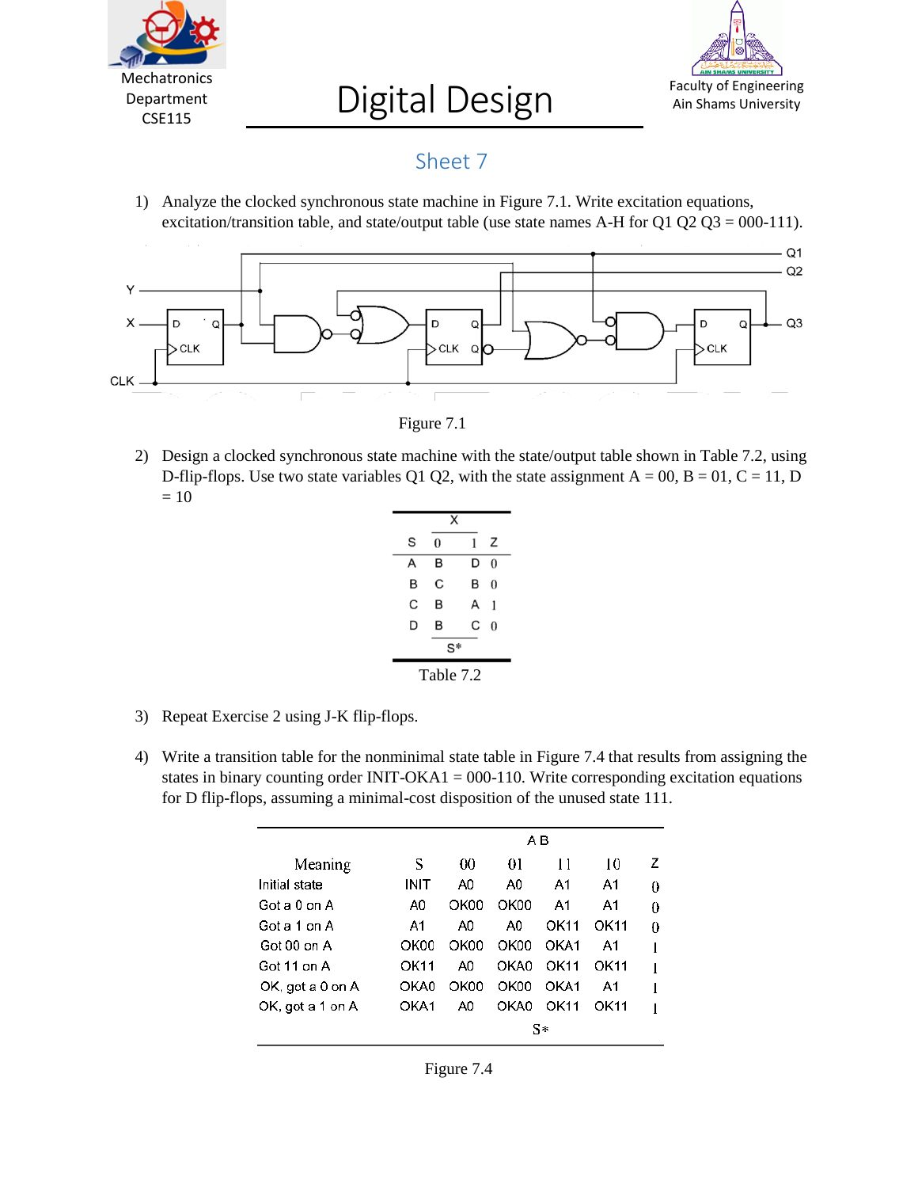Mechatronics Department CSE115

# Digital Design

Faculty of Engineering Ain Shams University

## Sheet 7

1) Analyze the clocked synchronous state machine in Figure 7.1. Write excitation equations, excitation/transition table, and state/output table (use state names A-H for Q1 Q2 Q3 = 000-111).

Figure 7.1

2) Design a clocked synchronous state machine with the state/output table shown in Table 7.2, using D-flip-flops. Use two state variables Q1 Q2, with the state assignment A = 00, B = 01, C = 11, D = 10

| S | X = 0 | X = 1 | Z |
|---|---|---|---|
| A | B | D | 0 |
| B | C | B | 0 |
| C | B | A | 1 |
| D | B | C | 0 |
| | S* | | |

Table 7.2

3) Repeat Exercise 2 using J-K flip-flops.

4) Write a transition table for the nonminimal state table in Figure 7.4 that results from assigning the states in binary counting order INIT-OKA1 = 000-110. Write corresponding excitation equations for D flip-flops, assuming a minimal-cost disposition of the unused state 111.

| Meaning | S | AB = 00 | 01 | 11 | 10 | Z |
|---|---|---|---|---|---|---|
| Initial state | INIT | A0 | A0 | A1 | A1 | 0 |
| Got a 0 on A | A0 | OK00 | OK00 | A1 | A1 | 0 |
| Got a 1 on A | A1 | A0 | A0 | OK11 | OK11 | 0 |
| Got 00 on A | OK00 | OK00 | OK00 | OKA1 | A1 | 1 |
| Got 11 on A | OK11 | A0 | OKA0 | OK11 | OK11 | 1 |
| OK, got a 0 on A | OKA0 | OK00 | OK00 | OKA1 | A1 | 1 |
| OK, got a 1 on A | OKA1 | A0 | OKA0 | OK11 | OK11 | 1 |
| | | | S* | | | |

Figure 7.4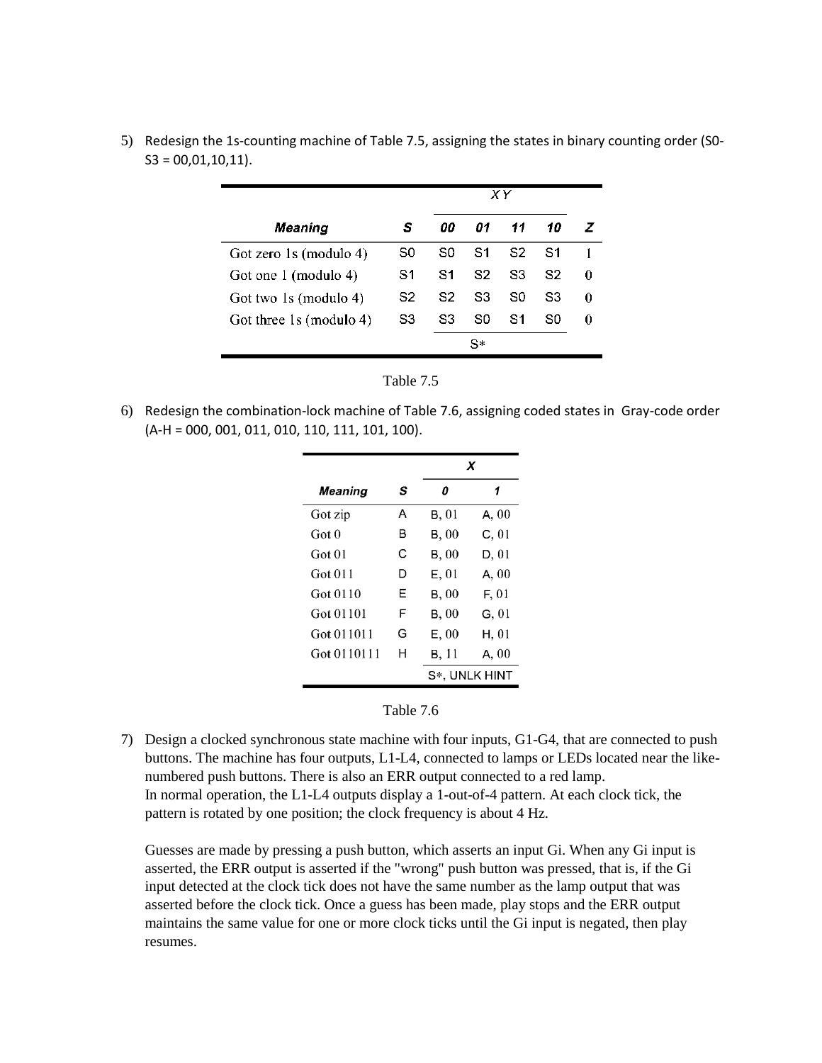5) Redesign the 1s-counting machine of Table 7.5, assigning the states in binary counting order (S0-S3 = 00,01,10,11).

| | | XY | | | | |
|---|---|---|---|---|---|---|
| ***Meaning*** | ***S*** | ***00*** | ***01*** | ***11*** | ***10*** | ***Z*** |
| Got zero 1s (modulo 4) | S0 | S0 | S1 | S2 | S1 | 1 |
| Got one 1 (modulo 4) | S1 | S1 | S2 | S3 | S2 | 0 |
| Got two 1s (modulo 4) | S2 | S2 | S3 | S0 | S3 | 0 |
| Got three 1s (modulo 4) | S3 | S3 | S0 | S1 | S0 | 0 |
| | | S* | | | | |

Table 7.5

6) Redesign the combination-lock machine of Table 7.6, assigning coded states in Gray-code order (A-H = 000, 001, 011, 010, 110, 111, 101, 100).

| | | ***X*** | |
|---|---|---|---|
| ***Meaning*** | ***S*** | ***0*** | ***1*** |
| Got zip | A | B, 01 | A, 00 |
| Got 0 | B | B, 00 | C, 01 |
| Got 01 | C | B, 00 | D, 01 |
| Got 011 | D | E, 01 | A, 00 |
| Got 0110 | E | B, 00 | F, 01 |
| Got 01101 | F | B, 00 | G, 01 |
| Got 011011 | G | E, 00 | H, 01 |
| Got 0110111 | H | B, 11 | A, 00 |
| | | S*, UNLK HINT | |

Table 7.6

7) Design a clocked synchronous state machine with four inputs, G1-G4, that are connected to push buttons. The machine has four outputs, L1-L4, connected to lamps or LEDs located near the like-numbered push buttons. There is also an ERR output connected to a red lamp.
In normal operation, the L1-L4 outputs display a 1-out-of-4 pattern. At each clock tick, the pattern is rotated by one position; the clock frequency is about 4 Hz.

Guesses are made by pressing a push button, which asserts an input Gi. When any Gi input is asserted, the ERR output is asserted if the "wrong" push button was pressed, that is, if the Gi input detected at the clock tick does not have the same number as the lamp output that was asserted before the clock tick. Once a guess has been made, play stops and the ERR output maintains the same value for one or more clock ticks until the Gi input is negated, then play resumes.